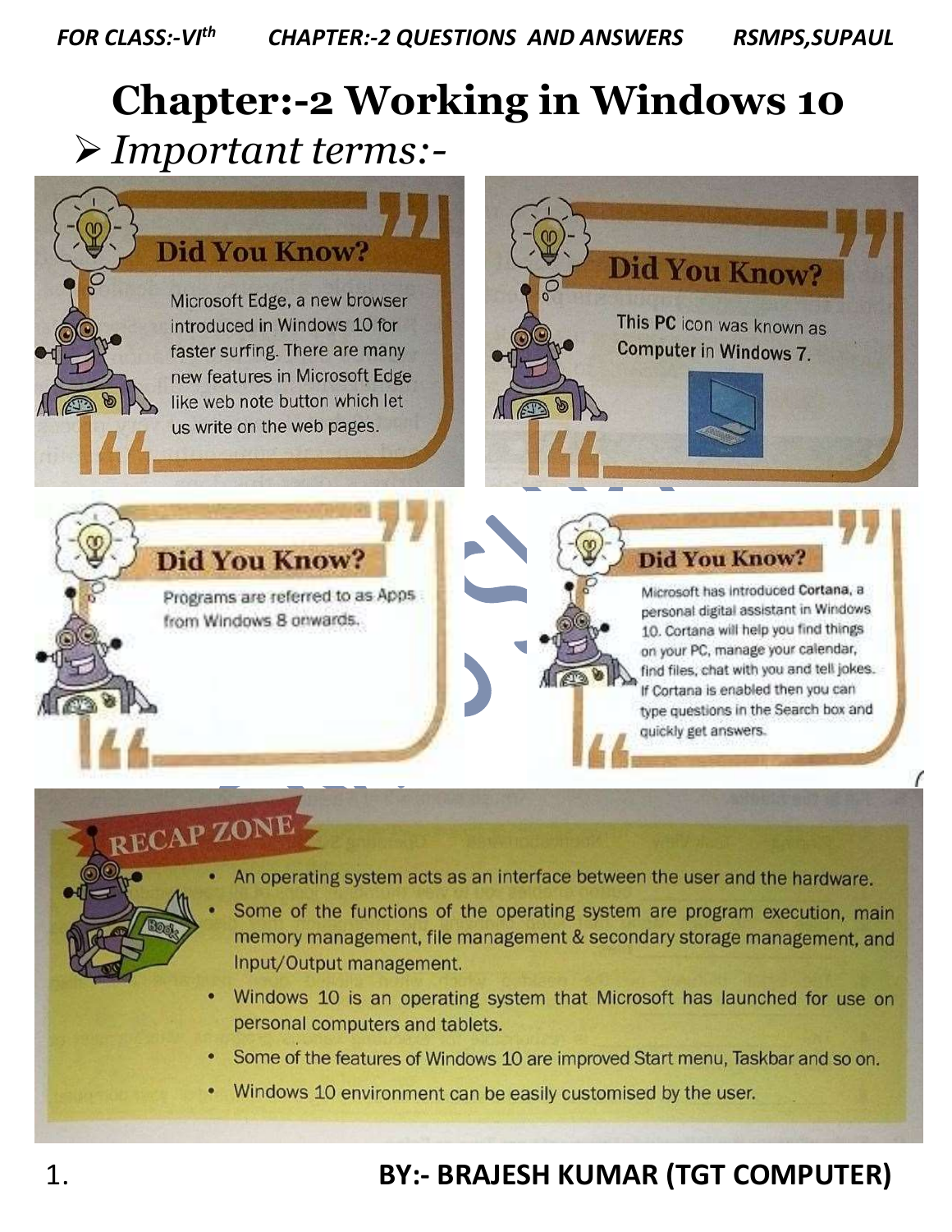# Chapter:-2 Working in Windows 10

## ➢ *Important terms:-*

### Did You Know?

Microsoft Edge, a new browser introduced in Windows 10 for faster surfing. There are many new features in Microsoft Edge like web note button which let us write on the web pages.

### Did You Know?

This PC icon was known as Computer in Windows 7.

### Did You Know?

Programs are referred to as Apps from Windows 8 onwards.

### Did You Know?

Microsoft has introduced **Cortana**, a personal digital assistant in Windows 10. Cortana will help you find things on your PC, manage your calendar, find files, chat with you and tell jokes. If Cortana is enabled then you can type questions in the Search box and quickly get answers.

### RECAP ZONE

- An operating system acts as an interface between the user and the hardware.
- Some of the functions of the operating system are program execution, main memory management, file management & secondary storage management, and Input/Output management.
- Windows 10 is an operating system that Microsoft has launched for use on personal computers and tablets.
- Some of the features of Windows 10 are improved Start menu, Taskbar and so on.
- Windows 10 environment can be easily customised by the user.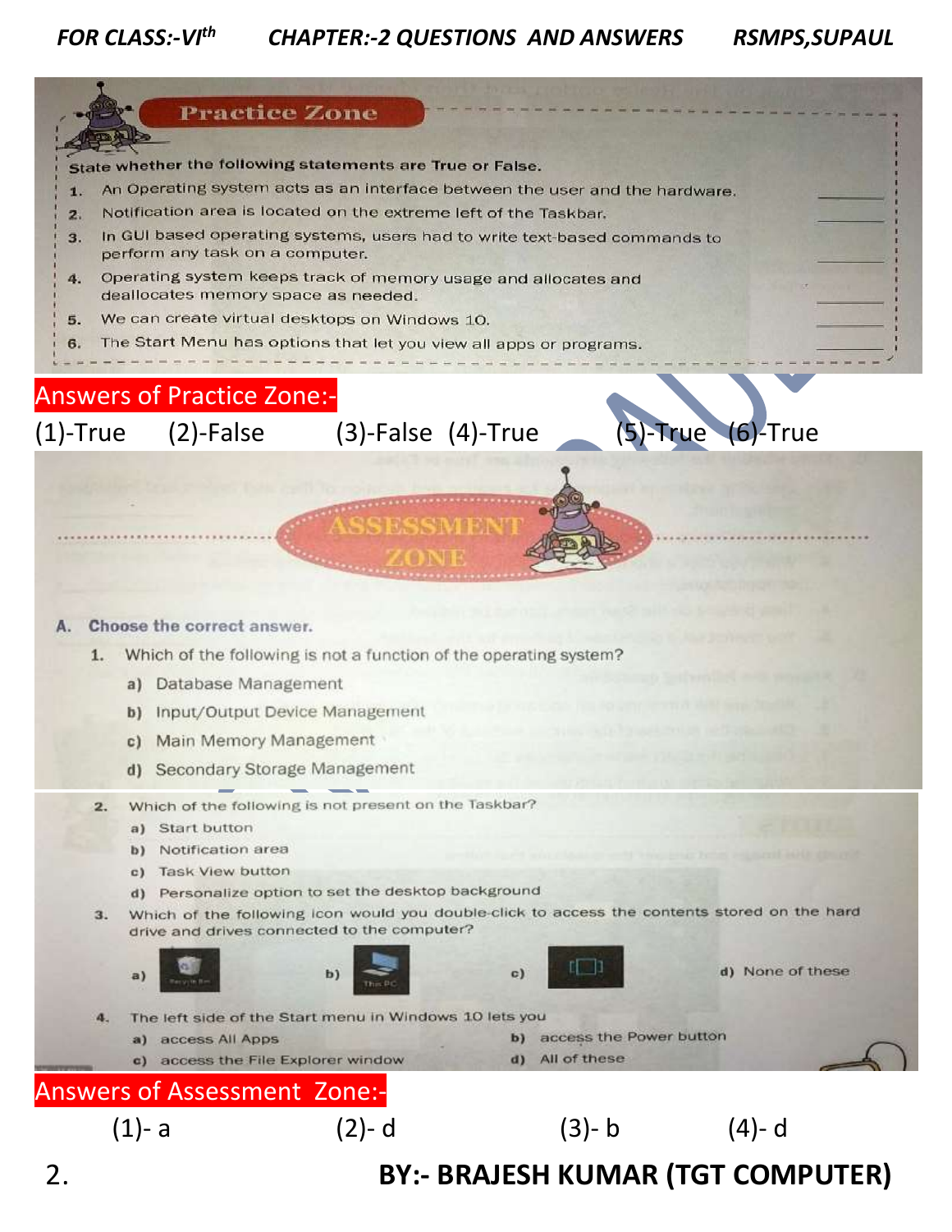## Practice Zone

State whether the following statements are True or False.

1. An Operating system acts as an interface between the user and the hardware. ______
2. Notification area is located on the extreme left of the Taskbar. ______
3. In GUI based operating systems, users had to write text-based commands to perform any task on a computer. ______
4. Operating system keeps track of memory usage and allocates and deallocates memory space as needed. ______
5. We can create virtual desktops on Windows 10. ______
6. The Start Menu has options that let you view all apps or programs. ______

**Answers of Practice Zone:-**

(1)-True (2)-False (3)-False (4)-True (5)-True (6)-True

## ASSESSMENT ZONE

**A. Choose the correct answer.**

1. Which of the following is not a function of the operating system?
   - a) Database Management
   - b) Input/Output Device Management
   - c) Main Memory Management
   - d) Secondary Storage Management
2. Which of the following is not present on the Taskbar?
   - a) Start button
   - b) Notification area
   - c) Task View button
   - d) Personalize option to set the desktop background
3. Which of the following icon would you double-click to access the contents stored on the hard drive and drives connected to the computer?
   - a) Recycle Bin
   - b) This PC
   - c)
   - d) None of these
4. The left side of the Start menu in Windows 10 lets you
   - a) access All Apps
   - b) access the Power button
   - c) access the File Explorer window
   - d) All of these

**Answers of Assessment Zone:-**

(1)- a (2)- d (3)- b (4)- d

**BY:- BRAJESH KUMAR (TGT COMPUTER)**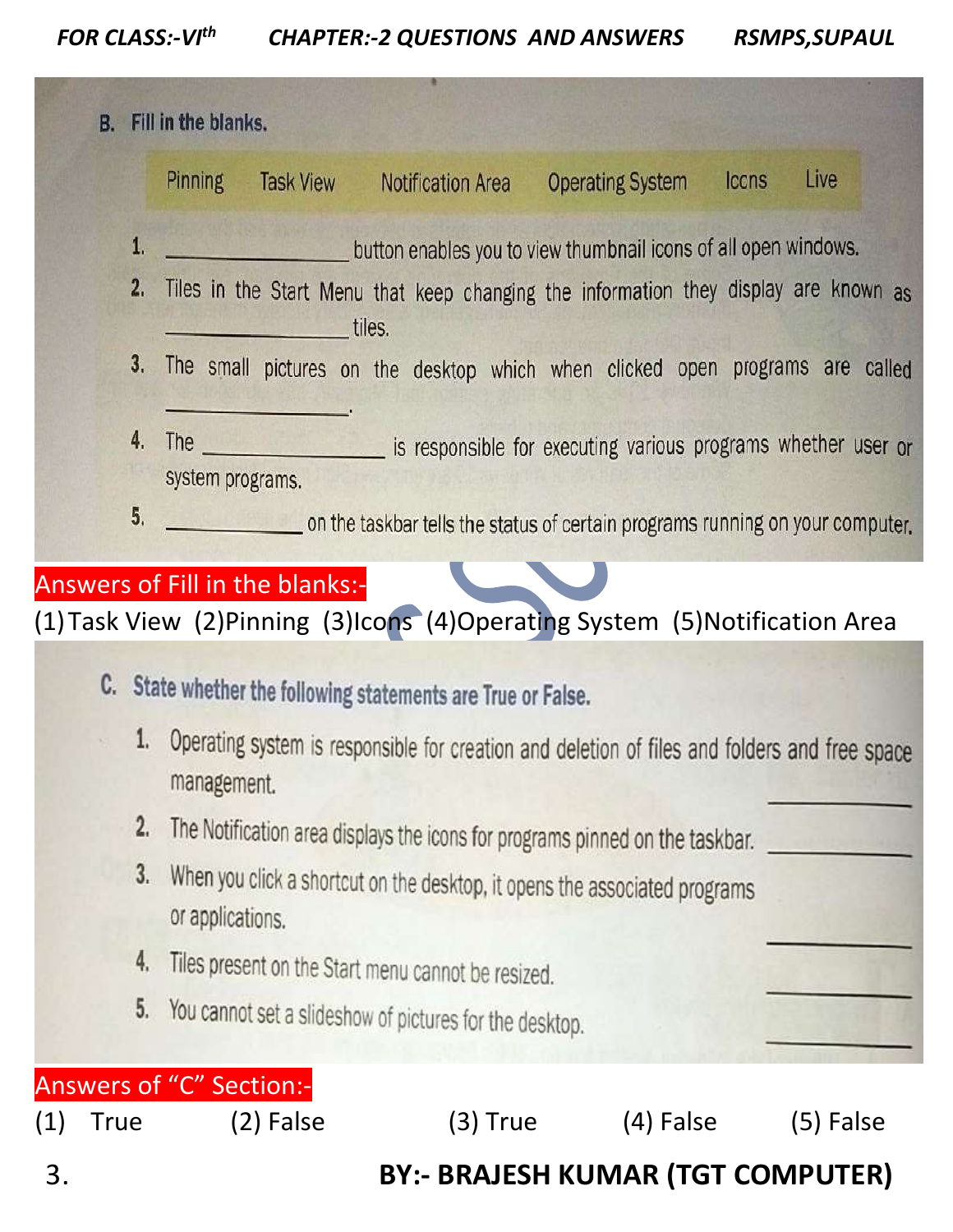## B. Fill in the blanks.

Pinning    Task View    Notification Area    Operating System    Icons    Live

1. ________________ button enables you to view thumbnail icons of all open windows.
2. Tiles in the Start Menu that keep changing the information they display are known as ________________ tiles.
3. The small pictures on the desktop which when clicked open programs are called ________________.
4. The ________________ is responsible for executing various programs whether user or system programs.
5. ____________ on the taskbar tells the status of certain programs running on your computer.

**Answers of Fill in the blanks:-**

(1) Task View (2) Pinning (3) Icons (4) Operating System (5) Notification Area

## C. State whether the following statements are True or False.

1. Operating system is responsible for creation and deletion of files and folders and free space management. ________
2. The Notification area displays the icons for programs pinned on the taskbar. ________
3. When you click a shortcut on the desktop, it opens the associated programs or applications. ________
4. Tiles present on the Start menu cannot be resized. ________
5. You cannot set a slideshow of pictures for the desktop. ________

**Answers of "C" Section:-**

(1) True (2) False (3) True (4) False (5) False

BY:- BRAJESH KUMAR (TGT COMPUTER)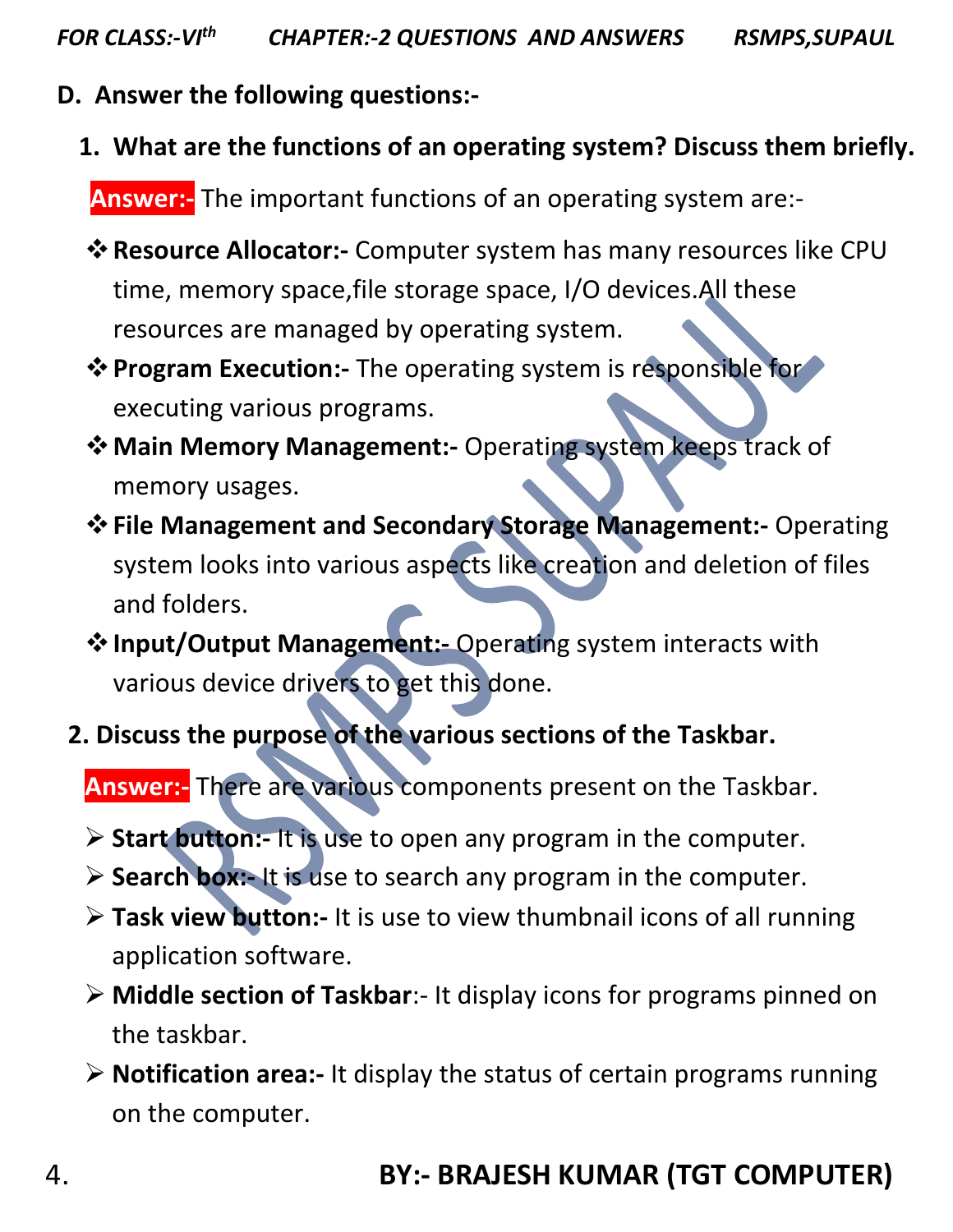**D. Answer the following questions:-**

1. **What are the functions of an operating system? Discuss them briefly.**

**Answer:-** The important functions of an operating system are:-

- **Resource Allocator:-** Computer system has many resources like CPU time, memory space,file storage space, I/O devices.All these resources are managed by operating system.
- **Program Execution:-** The operating system is responsible for executing various programs.
- **Main Memory Management:-** Operating system keeps track of memory usages.
- **File Management and Secondary Storage Management:-** Operating system looks into various aspects like creation and deletion of files and folders.
- **Input/Output Management:-** Operating system interacts with various device drivers to get this done.

**2. Discuss the purpose of the various sections of the Taskbar.**

**Answer:-** There are various components present on the Taskbar.

- **Start button:-** It is use to open any program in the computer.
- **Search box:-** It is use to search any program in the computer.
- **Task view button:-** It is use to view thumbnail icons of all running application software.
- **Middle section of Taskbar**:- It display icons for programs pinned on the taskbar.
- **Notification area:-** It display the status of certain programs running on the computer.

**BY:- BRAJESH KUMAR (TGT COMPUTER)**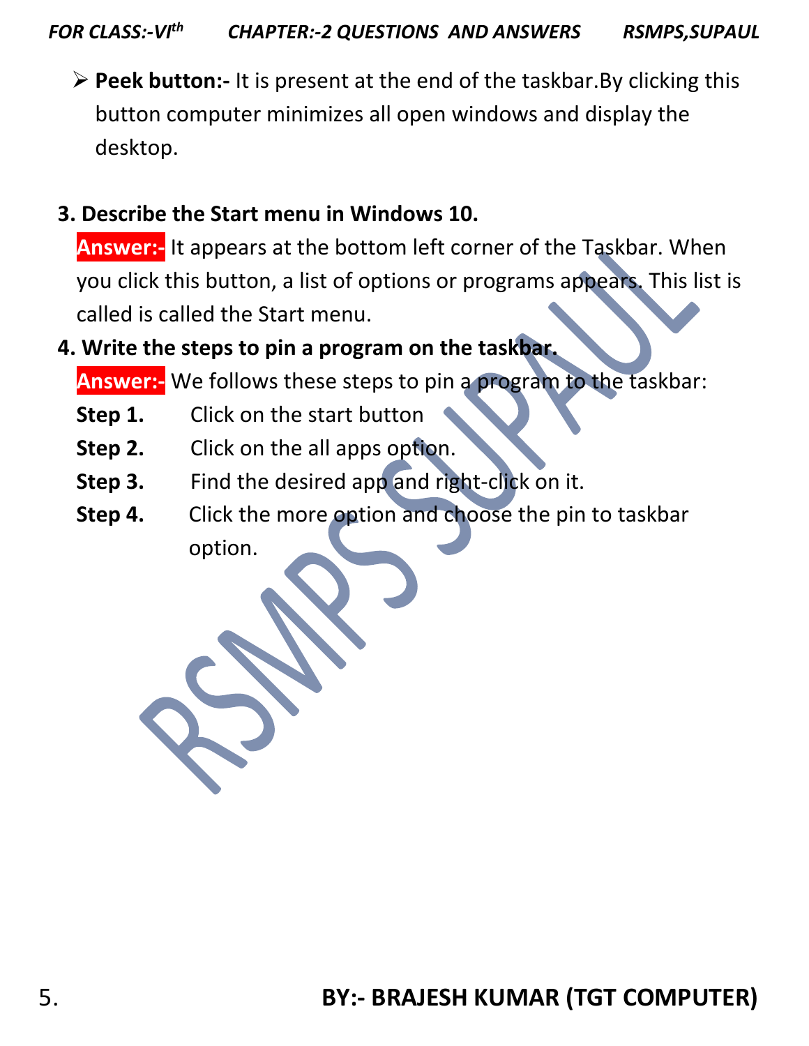- **Peek button:-** It is present at the end of the taskbar.By clicking this button computer minimizes all open windows and display the desktop.

**3. Describe the Start menu in Windows 10.**

**Answer:-** It appears at the bottom left corner of the Taskbar. When you click this button, a list of options or programs appears. This list is called is called the Start menu.

**4. Write the steps to pin a program on the taskbar.**

**Answer:-** We follows these steps to pin a program to the taskbar:

**Step 1.** Click on the start button

**Step 2.** Click on the all apps option.

**Step 3.** Find the desired app and right-click on it.

**Step 4.** Click the more option and choose the pin to taskbar option.

**BY:- BRAJESH KUMAR (TGT COMPUTER)**